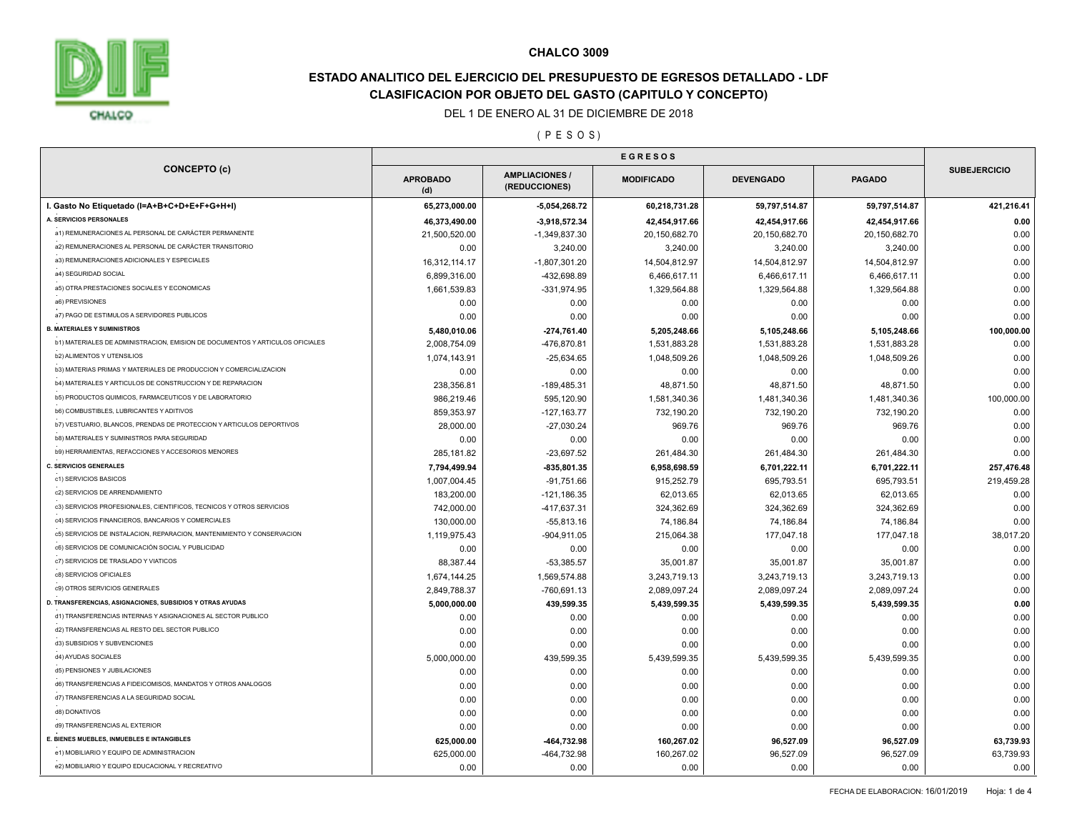# CHALCO 3009

## ESTADO ANALITICO DEL EJERCICIO DEL PRESUPUESTO DE EGRESOS DETALLADO - LDF

## CLASIFICACION POR OBJETO DEL GASTO (CAPITULO Y CONCEPTO)

DEL 1 DE ENERO AL 31 DE DICIEMBRE DE 2018

( P E S O S )

| CONCEPTO (c) | EGRESOS | | | | | SUBEJERCICIO |
|---|---|---|---|---|---|---|
| | APROBADO (d) | AMPLIACIONES / (REDUCCIONES) | MODIFICADO | DEVENGADO | PAGADO | |
| **I. Gasto No Etiquetado (I=A+B+C+D+E+F+G+H+I)** | **65,273,000.00** | **-5,054,268.72** | **60,218,731.28** | **59,797,514.87** | **59,797,514.87** | **421,216.41** |
| **A. SERVICIOS PERSONALES** | **46,373,490.00** | **-3,918,572.34** | **42,454,917.66** | **42,454,917.66** | **42,454,917.66** | **0.00** |
| a1) REMUNERACIONES AL PERSONAL DE CARÁCTER PERMANENTE | 21,500,520.00 | -1,349,837.30 | 20,150,682.70 | 20,150,682.70 | 20,150,682.70 | 0.00 |
| a2) REMUNERACIONES AL PERSONAL DE CARÁCTER TRANSITORIO | 0.00 | 3,240.00 | 3,240.00 | 3,240.00 | 3,240.00 | 0.00 |
| a3) REMUNERACIONES ADICIONALES Y ESPECIALES | 16,312,114.17 | -1,807,301.20 | 14,504,812.97 | 14,504,812.97 | 14,504,812.97 | 0.00 |
| a4) SEGURIDAD SOCIAL | 6,899,316.00 | -432,698.89 | 6,466,617.11 | 6,466,617.11 | 6,466,617.11 | 0.00 |
| a5) OTRA PRESTACIONES SOCIALES Y ECONOMICAS | 1,661,539.83 | -331,974.95 | 1,329,564.88 | 1,329,564.88 | 1,329,564.88 | 0.00 |
| a6) PREVISIONES | 0.00 | 0.00 | 0.00 | 0.00 | 0.00 | 0.00 |
| a7) PAGO DE ESTIMULOS A SERVIDORES PUBLICOS | 0.00 | 0.00 | 0.00 | 0.00 | 0.00 | 0.00 |
| **B. MATERIALES Y SUMINISTROS** | **5,480,010.06** | **-274,761.40** | **5,205,248.66** | **5,105,248.66** | **5,105,248.66** | **100,000.00** |
| b1) MATERIALES DE ADMINISTRACION, EMISION DE DOCUMENTOS Y ARTICULOS OFICIALES | 2,008,754.09 | -476,870.81 | 1,531,883.28 | 1,531,883.28 | 1,531,883.28 | 0.00 |
| b2) ALIMENTOS Y UTENSILIOS | 1,074,143.91 | -25,634.65 | 1,048,509.26 | 1,048,509.26 | 1,048,509.26 | 0.00 |
| b3) MATERIAS PRIMAS Y MATERIALES DE PRODUCCION Y COMERCIALIZACION | 0.00 | 0.00 | 0.00 | 0.00 | 0.00 | 0.00 |
| b4) MATERIALES Y ARTICULOS DE CONSTRUCCION Y DE REPARACION | 238,356.81 | -189,485.31 | 48,871.50 | 48,871.50 | 48,871.50 | 0.00 |
| b5) PRODUCTOS QUIMICOS, FARMACEUTICOS Y DE LABORATORIO | 986,219.46 | 595,120.90 | 1,581,340.36 | 1,481,340.36 | 1,481,340.36 | 100,000.00 |
| b6) COMBUSTIBLES, LUBRICANTES Y ADITIVOS | 859,353.97 | -127,163.77 | 732,190.20 | 732,190.20 | 732,190.20 | 0.00 |
| b7) VESTUARIO, BLANCOS, PRENDAS DE PROTECCION Y ARTICULOS DEPORTIVOS | 28,000.00 | -27,030.24 | 969.76 | 969.76 | 969.76 | 0.00 |
| b8) MATERIALES Y SUMINISTROS PARA SEGURIDAD | 0.00 | 0.00 | 0.00 | 0.00 | 0.00 | 0.00 |
| b9) HERRAMIENTAS, REFACCIONES Y ACCESORIOS MENORES | 285,181.82 | -23,697.52 | 261,484.30 | 261,484.30 | 261,484.30 | 0.00 |
| **C. SERVICIOS GENERALES** | **7,794,499.94** | **-835,801.35** | **6,958,698.59** | **6,701,222.11** | **6,701,222.11** | **257,476.48** |
| c1) SERVICIOS BASICOS | 1,007,004.45 | -91,751.66 | 915,252.79 | 695,793.51 | 695,793.51 | 219,459.28 |
| c2) SERVICIOS DE ARRENDAMIENTO | 183,200.00 | -121,186.35 | 62,013.65 | 62,013.65 | 62,013.65 | 0.00 |
| c3) SERVICIOS PROFESIONALES, CIENTIFICOS, TECNICOS Y OTROS SERVICIOS | 742,000.00 | -417,637.31 | 324,362.69 | 324,362.69 | 324,362.69 | 0.00 |
| c4) SERVICIOS FINANCIEROS, BANCARIOS Y COMERCIALES | 130,000.00 | -55,813.16 | 74,186.84 | 74,186.84 | 74,186.84 | 0.00 |
| c5) SERVICIOS DE INSTALACION, REPARACION, MANTENIMIENTO Y CONSERVACION | 1,119,975.43 | -904,911.05 | 215,064.38 | 177,047.18 | 177,047.18 | 38,017.20 |
| c6) SERVICIOS DE COMUNICACIÓN SOCIAL Y PUBLICIDAD | 0.00 | 0.00 | 0.00 | 0.00 | 0.00 | 0.00 |
| c7) SERVICIOS DE TRASLADO Y VIATICOS | 88,387.44 | -53,385.57 | 35,001.87 | 35,001.87 | 35,001.87 | 0.00 |
| c8) SERVICIOS OFICIALES | 1,674,144.25 | 1,569,574.88 | 3,243,719.13 | 3,243,719.13 | 3,243,719.13 | 0.00 |
| c9) OTROS SERVICIOS GENERALES | 2,849,788.37 | -760,691.13 | 2,089,097.24 | 2,089,097.24 | 2,089,097.24 | 0.00 |
| **D. TRANSFERENCIAS, ASIGNACIONES, SUBSIDIOS Y OTRAS AYUDAS** | **5,000,000.00** | **439,599.35** | **5,439,599.35** | **5,439,599.35** | **5,439,599.35** | **0.00** |
| d1) TRANSFERENCIAS INTERNAS Y ASIGNACIONES AL SECTOR PUBLICO | 0.00 | 0.00 | 0.00 | 0.00 | 0.00 | 0.00 |
| d2) TRANSFERENCIAS AL RESTO DEL SECTOR PUBLICO | 0.00 | 0.00 | 0.00 | 0.00 | 0.00 | 0.00 |
| d3) SUBSIDIOS Y SUBVENCIONES | 0.00 | 0.00 | 0.00 | 0.00 | 0.00 | 0.00 |
| d4) AYUDAS SOCIALES | 5,000,000.00 | 439,599.35 | 5,439,599.35 | 5,439,599.35 | 5,439,599.35 | 0.00 |
| d5) PENSIONES Y JUBILACIONES | 0.00 | 0.00 | 0.00 | 0.00 | 0.00 | 0.00 |
| d6) TRANSFERENCIAS A FIDEICOMISOS, MANDATOS Y OTROS ANALOGOS | 0.00 | 0.00 | 0.00 | 0.00 | 0.00 | 0.00 |
| d7) TRANSFERENCIAS A LA SEGURIDAD SOCIAL | 0.00 | 0.00 | 0.00 | 0.00 | 0.00 | 0.00 |
| d8) DONATIVOS | 0.00 | 0.00 | 0.00 | 0.00 | 0.00 | 0.00 |
| d9) TRANSFERENCIAS AL EXTERIOR | 0.00 | 0.00 | 0.00 | 0.00 | 0.00 | 0.00 |
| **E. BIENES MUEBLES, INMUEBLES E INTANGIBLES** | **625,000.00** | **-464,732.98** | **160,267.02** | **96,527.09** | **96,527.09** | **63,739.93** |
| e1) MOBILIARIO Y EQUIPO DE ADMINISTRACION | 625,000.00 | -464,732.98 | 160,267.02 | 96,527.09 | 96,527.09 | 63,739.93 |
| e2) MOBILIARIO Y EQUIPO EDUCACIONAL Y RECREATIVO | 0.00 | 0.00 | 0.00 | 0.00 | 0.00 | 0.00 |

FECHA DE ELABORACION: 16/01/2019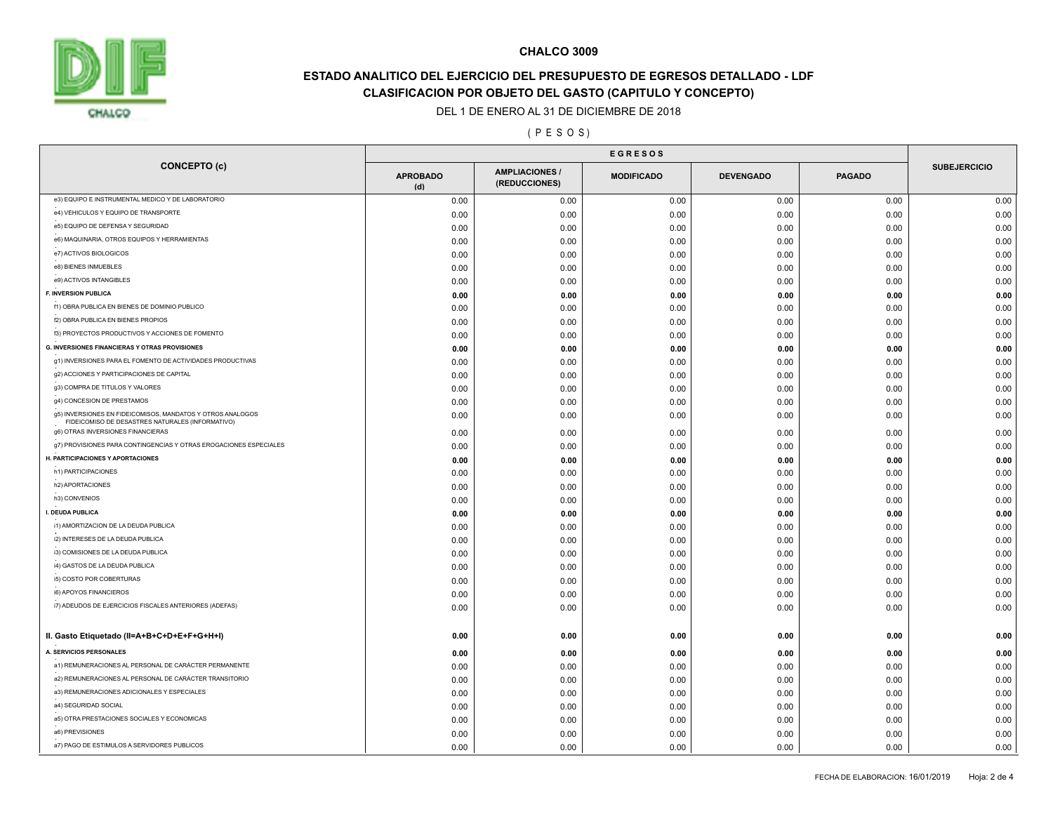## CHALCO 3009

### ESTADO ANALITICO DEL EJERCICIO DEL PRESUPUESTO DE EGRESOS DETALLADO - LDF
### CLASIFICACION POR OBJETO DEL GASTO (CAPITULO Y CONCEPTO)

DEL 1 DE ENERO AL 31 DE DICIEMBRE DE 2018

( P E S O S )

| CONCEPTO (c) | EGRESOS | | | | | SUBEJERCICIO |
|---|---|---|---|---|---|---|
| | APROBADO (d) | AMPLIACIONES / (REDUCCIONES) | MODIFICADO | DEVENGADO | PAGADO | |
| e3) EQUIPO E INSTRUMENTAL MEDICO Y DE LABORATORIO | 0.00 | 0.00 | 0.00 | 0.00 | 0.00 | 0.00 |
| e4) VEHICULOS Y EQUIPO DE TRANSPORTE | 0.00 | 0.00 | 0.00 | 0.00 | 0.00 | 0.00 |
| e5) EQUIPO DE DEFENSA Y SEGURIDAD | 0.00 | 0.00 | 0.00 | 0.00 | 0.00 | 0.00 |
| e6) MAQUINARIA, OTROS EQUIPOS Y HERRAMIENTAS | 0.00 | 0.00 | 0.00 | 0.00 | 0.00 | 0.00 |
| e7) ACTIVOS BIOLOGICOS | 0.00 | 0.00 | 0.00 | 0.00 | 0.00 | 0.00 |
| e8) BIENES INMUEBLES | 0.00 | 0.00 | 0.00 | 0.00 | 0.00 | 0.00 |
| e9) ACTIVOS INTANGIBLES | 0.00 | 0.00 | 0.00 | 0.00 | 0.00 | 0.00 |
| **F. INVERSION PUBLICA** | **0.00** | **0.00** | **0.00** | **0.00** | **0.00** | **0.00** |
| f1) OBRA PUBLICA EN BIENES DE DOMINIO PUBLICO | 0.00 | 0.00 | 0.00 | 0.00 | 0.00 | 0.00 |
| f2) OBRA PUBLICA EN BIENES PROPIOS | 0.00 | 0.00 | 0.00 | 0.00 | 0.00 | 0.00 |
| f3) PROYECTOS PRODUCTIVOS Y ACCIONES DE FOMENTO | 0.00 | 0.00 | 0.00 | 0.00 | 0.00 | 0.00 |
| **G. INVERSIONES FINANCIERAS Y OTRAS PROVISIONES** | **0.00** | **0.00** | **0.00** | **0.00** | **0.00** | **0.00** |
| g1) INVERSIONES PARA EL FOMENTO DE ACTIVIDADES PRODUCTIVAS | 0.00 | 0.00 | 0.00 | 0.00 | 0.00 | 0.00 |
| g2) ACCIONES Y PARTICIPACIONES DE CAPITAL | 0.00 | 0.00 | 0.00 | 0.00 | 0.00 | 0.00 |
| g3) COMPRA DE TITULOS Y VALORES | 0.00 | 0.00 | 0.00 | 0.00 | 0.00 | 0.00 |
| g4) CONCESION DE PRESTAMOS | 0.00 | 0.00 | 0.00 | 0.00 | 0.00 | 0.00 |
| g5) INVERSIONES EN FIDEICOMISOS, MANDATOS Y OTROS ANALOGOS FIDEICOMISO DE DESASTRES NATURALES (INFORMATIVO) | 0.00 | 0.00 | 0.00 | 0.00 | 0.00 | 0.00 |
| g6) OTRAS INVERSIONES FINANCIERAS | 0.00 | 0.00 | 0.00 | 0.00 | 0.00 | 0.00 |
| g7) PROVISIONES PARA CONTINGENCIAS Y OTRAS EROGACIONES ESPECIALES | 0.00 | 0.00 | 0.00 | 0.00 | 0.00 | 0.00 |
| **H. PARTICIPACIONES Y APORTACIONES** | **0.00** | **0.00** | **0.00** | **0.00** | **0.00** | **0.00** |
| h1) PARTICIPACIONES | 0.00 | 0.00 | 0.00 | 0.00 | 0.00 | 0.00 |
| h2) APORTACIONES | 0.00 | 0.00 | 0.00 | 0.00 | 0.00 | 0.00 |
| h3) CONVENIOS | 0.00 | 0.00 | 0.00 | 0.00 | 0.00 | 0.00 |
| **I. DEUDA PUBLICA** | **0.00** | **0.00** | **0.00** | **0.00** | **0.00** | **0.00** |
| i1) AMORTIZACION DE LA DEUDA PUBLICA | 0.00 | 0.00 | 0.00 | 0.00 | 0.00 | 0.00 |
| i2) INTERESES DE LA DEUDA PUBLICA | 0.00 | 0.00 | 0.00 | 0.00 | 0.00 | 0.00 |
| i3) COMISIONES DE LA DEUDA PUBLICA | 0.00 | 0.00 | 0.00 | 0.00 | 0.00 | 0.00 |
| i4) GASTOS DE LA DEUDA PUBLICA | 0.00 | 0.00 | 0.00 | 0.00 | 0.00 | 0.00 |
| i5) COSTO POR COBERTURAS | 0.00 | 0.00 | 0.00 | 0.00 | 0.00 | 0.00 |
| i6) APOYOS FINANCIEROS | 0.00 | 0.00 | 0.00 | 0.00 | 0.00 | 0.00 |
| i7) ADEUDOS DE EJERCICIOS FISCALES ANTERIORES (ADEFAS) | 0.00 | 0.00 | 0.00 | 0.00 | 0.00 | 0.00 |
| **II. Gasto Etiquetado (II=A+B+C+D+E+F+G+H+I)** | **0.00** | **0.00** | **0.00** | **0.00** | **0.00** | **0.00** |
| **A. SERVICIOS PERSONALES** | **0.00** | **0.00** | **0.00** | **0.00** | **0.00** | **0.00** |
| a1) REMUNERACIONES AL PERSONAL DE CARÁCTER PERMANENTE | 0.00 | 0.00 | 0.00 | 0.00 | 0.00 | 0.00 |
| a2) REMUNERACIONES AL PERSONAL DE CARÁCTER TRANSITORIO | 0.00 | 0.00 | 0.00 | 0.00 | 0.00 | 0.00 |
| a3) REMUNERACIONES ADICIONALES Y ESPECIALES | 0.00 | 0.00 | 0.00 | 0.00 | 0.00 | 0.00 |
| a4) SEGURIDAD SOCIAL | 0.00 | 0.00 | 0.00 | 0.00 | 0.00 | 0.00 |
| a5) OTRA PRESTACIONES SOCIALES Y ECONOMICAS | 0.00 | 0.00 | 0.00 | 0.00 | 0.00 | 0.00 |
| a6) PREVISIONES | 0.00 | 0.00 | 0.00 | 0.00 | 0.00 | 0.00 |
| a7) PAGO DE ESTIMULOS A SERVIDORES PUBLICOS | 0.00 | 0.00 | 0.00 | 0.00 | 0.00 | 0.00 |

FECHA DE ELABORACION: 16/01/2019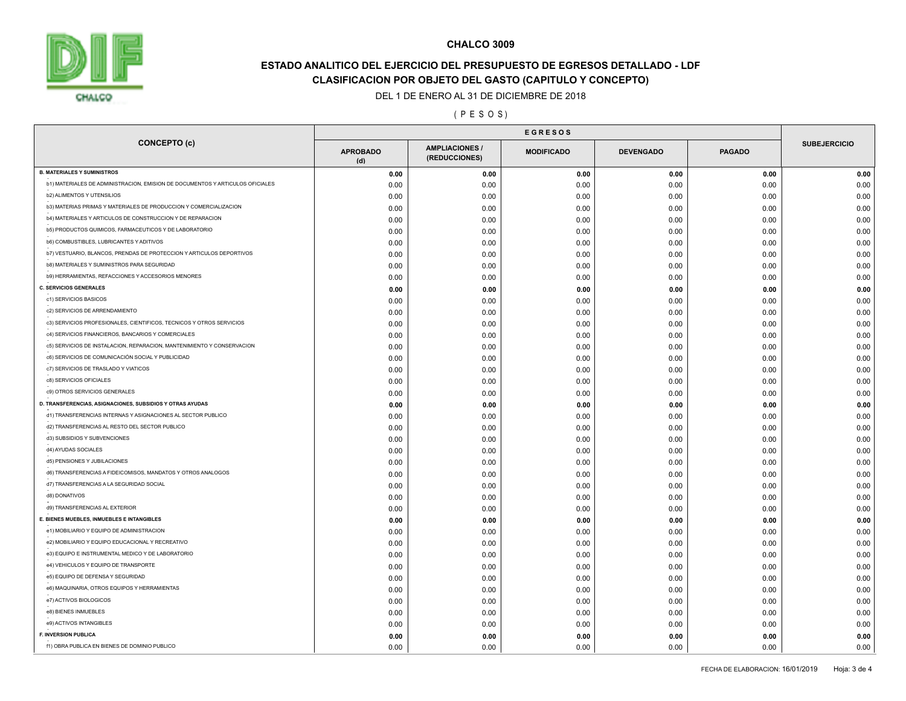## CHALCO 3009

### ESTADO ANALITICO DEL EJERCICIO DEL PRESUPUESTO DE EGRESOS DETALLADO - LDF
### CLASIFICACION POR OBJETO DEL GASTO (CAPITULO Y CONCEPTO)

DEL 1 DE ENERO AL 31 DE DICIEMBRE DE 2018

( P E S O S )

| CONCEPTO (c) | EGRESOS | | | | | SUBEJERCICIO |
|---|---|---|---|---|---|---|
| | APROBADO (d) | AMPLIACIONES / (REDUCCIONES) | MODIFICADO | DEVENGADO | PAGADO | |
| **B. MATERIALES Y SUMINISTROS** | **0.00** | **0.00** | **0.00** | **0.00** | **0.00** | **0.00** |
| b1) MATERIALES DE ADMINISTRACION, EMISION DE DOCUMENTOS Y ARTICULOS OFICIALES | 0.00 | 0.00 | 0.00 | 0.00 | 0.00 | 0.00 |
| b2) ALIMENTOS Y UTENSILIOS | 0.00 | 0.00 | 0.00 | 0.00 | 0.00 | 0.00 |
| b3) MATERIAS PRIMAS Y MATERIALES DE PRODUCCION Y COMERCIALIZACION | 0.00 | 0.00 | 0.00 | 0.00 | 0.00 | 0.00 |
| b4) MATERIALES Y ARTICULOS DE CONSTRUCCION Y DE REPARACION | 0.00 | 0.00 | 0.00 | 0.00 | 0.00 | 0.00 |
| b5) PRODUCTOS QUIMICOS, FARMACEUTICOS Y DE LABORATORIO | 0.00 | 0.00 | 0.00 | 0.00 | 0.00 | 0.00 |
| b6) COMBUSTIBLES, LUBRICANTES Y ADITIVOS | 0.00 | 0.00 | 0.00 | 0.00 | 0.00 | 0.00 |
| b7) VESTUARIO, BLANCOS, PRENDAS DE PROTECCION Y ARTICULOS DEPORTIVOS | 0.00 | 0.00 | 0.00 | 0.00 | 0.00 | 0.00 |
| b8) MATERIALES Y SUMINISTROS PARA SEGURIDAD | 0.00 | 0.00 | 0.00 | 0.00 | 0.00 | 0.00 |
| b9) HERRAMIENTAS, REFACCIONES Y ACCESORIOS MENORES | 0.00 | 0.00 | 0.00 | 0.00 | 0.00 | 0.00 |
| **C. SERVICIOS GENERALES** | **0.00** | **0.00** | **0.00** | **0.00** | **0.00** | **0.00** |
| c1) SERVICIOS BASICOS | 0.00 | 0.00 | 0.00 | 0.00 | 0.00 | 0.00 |
| c2) SERVICIOS DE ARRENDAMIENTO | 0.00 | 0.00 | 0.00 | 0.00 | 0.00 | 0.00 |
| c3) SERVICIOS PROFESIONALES, CIENTIFICOS, TECNICOS Y OTROS SERVICIOS | 0.00 | 0.00 | 0.00 | 0.00 | 0.00 | 0.00 |
| c4) SERVICIOS FINANCIEROS, BANCARIOS Y COMERCIALES | 0.00 | 0.00 | 0.00 | 0.00 | 0.00 | 0.00 |
| c5) SERVICIOS DE INSTALACION, REPARACION, MANTENIMIENTO Y CONSERVACION | 0.00 | 0.00 | 0.00 | 0.00 | 0.00 | 0.00 |
| c6) SERVICIOS DE COMUNICACIÓN SOCIAL Y PUBLICIDAD | 0.00 | 0.00 | 0.00 | 0.00 | 0.00 | 0.00 |
| c7) SERVICIOS DE TRASLADO Y VIATICOS | 0.00 | 0.00 | 0.00 | 0.00 | 0.00 | 0.00 |
| c8) SERVICIOS OFICIALES | 0.00 | 0.00 | 0.00 | 0.00 | 0.00 | 0.00 |
| c9) OTROS SERVICIOS GENERALES | 0.00 | 0.00 | 0.00 | 0.00 | 0.00 | 0.00 |
| **D. TRANSFERENCIAS, ASIGNACIONES, SUBSIDIOS Y OTRAS AYUDAS** | **0.00** | **0.00** | **0.00** | **0.00** | **0.00** | **0.00** |
| d1) TRANSFERENCIAS INTERNAS Y ASIGNACIONES AL SECTOR PUBLICO | 0.00 | 0.00 | 0.00 | 0.00 | 0.00 | 0.00 |
| d2) TRANSFERENCIAS AL RESTO DEL SECTOR PUBLICO | 0.00 | 0.00 | 0.00 | 0.00 | 0.00 | 0.00 |
| d3) SUBSIDIOS Y SUBVENCIONES | 0.00 | 0.00 | 0.00 | 0.00 | 0.00 | 0.00 |
| d4) AYUDAS SOCIALES | 0.00 | 0.00 | 0.00 | 0.00 | 0.00 | 0.00 |
| d5) PENSIONES Y JUBILACIONES | 0.00 | 0.00 | 0.00 | 0.00 | 0.00 | 0.00 |
| d6) TRANSFERENCIAS A FIDEICOMISOS, MANDATOS Y OTROS ANALOGOS | 0.00 | 0.00 | 0.00 | 0.00 | 0.00 | 0.00 |
| d7) TRANSFERENCIAS A LA SEGURIDAD SOCIAL | 0.00 | 0.00 | 0.00 | 0.00 | 0.00 | 0.00 |
| d8) DONATIVOS | 0.00 | 0.00 | 0.00 | 0.00 | 0.00 | 0.00 |
| d9) TRANSFERENCIAS AL EXTERIOR | 0.00 | 0.00 | 0.00 | 0.00 | 0.00 | 0.00 |
| **E. BIENES MUEBLES, INMUEBLES E INTANGIBLES** | **0.00** | **0.00** | **0.00** | **0.00** | **0.00** | **0.00** |
| e1) MOBILIARIO Y EQUIPO DE ADMINISTRACION | 0.00 | 0.00 | 0.00 | 0.00 | 0.00 | 0.00 |
| e2) MOBILIARIO Y EQUIPO EDUCACIONAL Y RECREATIVO | 0.00 | 0.00 | 0.00 | 0.00 | 0.00 | 0.00 |
| e3) EQUIPO E INSTRUMENTAL MEDICO Y DE LABORATORIO | 0.00 | 0.00 | 0.00 | 0.00 | 0.00 | 0.00 |
| e4) VEHICULOS Y EQUIPO DE TRANSPORTE | 0.00 | 0.00 | 0.00 | 0.00 | 0.00 | 0.00 |
| e5) EQUIPO DE DEFENSA Y SEGURIDAD | 0.00 | 0.00 | 0.00 | 0.00 | 0.00 | 0.00 |
| e6) MAQUINARIA, OTROS EQUIPOS Y HERRAMIENTAS | 0.00 | 0.00 | 0.00 | 0.00 | 0.00 | 0.00 |
| e7) ACTIVOS BIOLOGICOS | 0.00 | 0.00 | 0.00 | 0.00 | 0.00 | 0.00 |
| e8) BIENES INMUEBLES | 0.00 | 0.00 | 0.00 | 0.00 | 0.00 | 0.00 |
| e9) ACTIVOS INTANGIBLES | 0.00 | 0.00 | 0.00 | 0.00 | 0.00 | 0.00 |
| **F. INVERSION PUBLICA** | **0.00** | **0.00** | **0.00** | **0.00** | **0.00** | **0.00** |
| f1) OBRA PUBLICA EN BIENES DE DOMINIO PUBLICO | 0.00 | 0.00 | 0.00 | 0.00 | 0.00 | 0.00 |

FECHA DE ELABORACION: 16/01/2019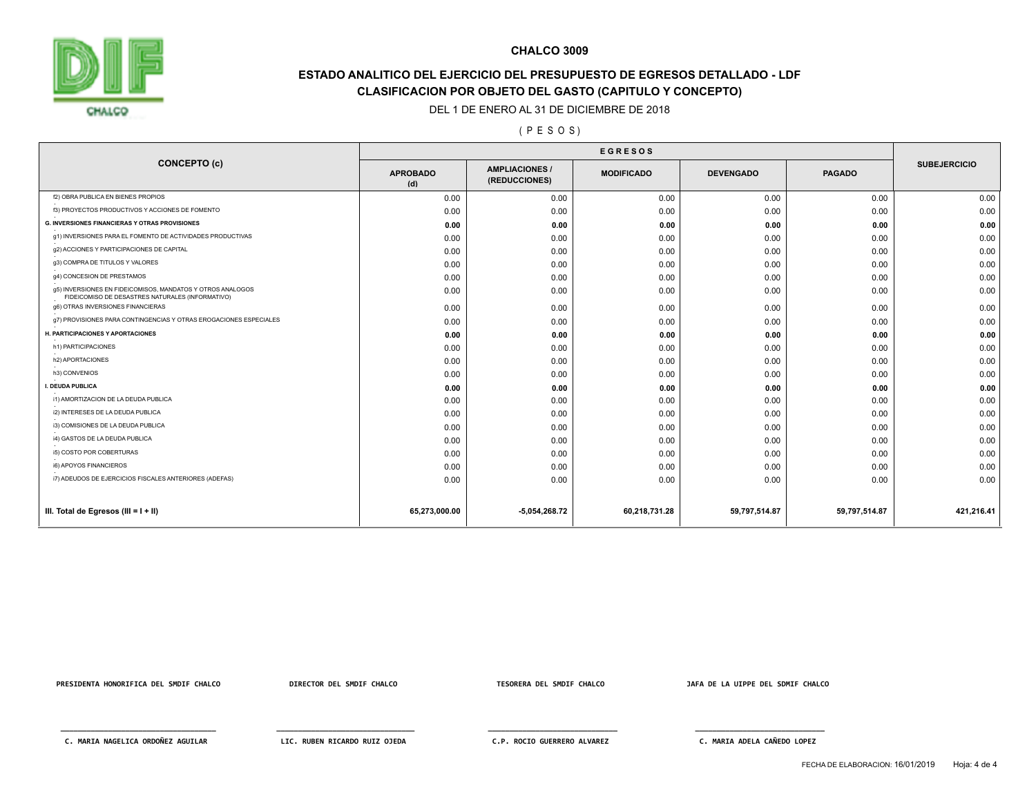# CHALCO 3009

## ESTADO ANALITICO DEL EJERCICIO DEL PRESUPUESTO DE EGRESOS DETALLADO - LDF
## CLASIFICACION POR OBJETO DEL GASTO (CAPITULO Y CONCEPTO)

DEL 1 DE ENERO AL 31 DE DICIEMBRE DE 2018

( P E S O S )

| CONCEPTO (c) | EGRESOS | | | | | SUBEJERCICIO |
|---|---|---|---|---|---|---|
| | APROBADO (d) | AMPLIACIONES / (REDUCCIONES) | MODIFICADO | DEVENGADO | PAGADO | |
| f2) OBRA PUBLICA EN BIENES PROPIOS | 0.00 | 0.00 | 0.00 | 0.00 | 0.00 | 0.00 |
| f3) PROYECTOS PRODUCTIVOS Y ACCIONES DE FOMENTO | 0.00 | 0.00 | 0.00 | 0.00 | 0.00 | 0.00 |
| **G. INVERSIONES FINANCIERAS Y OTRAS PROVISIONES** | **0.00** | **0.00** | **0.00** | **0.00** | **0.00** | **0.00** |
| g1) INVERSIONES PARA EL FOMENTO DE ACTIVIDADES PRODUCTIVAS | 0.00 | 0.00 | 0.00 | 0.00 | 0.00 | 0.00 |
| g2) ACCIONES Y PARTICIPACIONES DE CAPITAL | 0.00 | 0.00 | 0.00 | 0.00 | 0.00 | 0.00 |
| g3) COMPRA DE TITULOS Y VALORES | 0.00 | 0.00 | 0.00 | 0.00 | 0.00 | 0.00 |
| g4) CONCESION DE PRESTAMOS | 0.00 | 0.00 | 0.00 | 0.00 | 0.00 | 0.00 |
| g5) INVERSIONES EN FIDEICOMISOS, MANDATOS Y OTROS ANALOGOS FIDEICOMISO DE DESASTRES NATURALES (INFORMATIVO) | 0.00 | 0.00 | 0.00 | 0.00 | 0.00 | 0.00 |
| g6) OTRAS INVERSIONES FINANCIERAS | 0.00 | 0.00 | 0.00 | 0.00 | 0.00 | 0.00 |
| g7) PROVISIONES PARA CONTINGENCIAS Y OTRAS EROGACIONES ESPECIALES | 0.00 | 0.00 | 0.00 | 0.00 | 0.00 | 0.00 |
| **H. PARTICIPACIONES Y APORTACIONES** | **0.00** | **0.00** | **0.00** | **0.00** | **0.00** | **0.00** |
| h1) PARTICIPACIONES | 0.00 | 0.00 | 0.00 | 0.00 | 0.00 | 0.00 |
| h2) APORTACIONES | 0.00 | 0.00 | 0.00 | 0.00 | 0.00 | 0.00 |
| h3) CONVENIOS | 0.00 | 0.00 | 0.00 | 0.00 | 0.00 | 0.00 |
| **I. DEUDA PUBLICA** | **0.00** | **0.00** | **0.00** | **0.00** | **0.00** | **0.00** |
| i1) AMORTIZACION DE LA DEUDA PUBLICA | 0.00 | 0.00 | 0.00 | 0.00 | 0.00 | 0.00 |
| i2) INTERESES DE LA DEUDA PUBLICA | 0.00 | 0.00 | 0.00 | 0.00 | 0.00 | 0.00 |
| i3) COMISIONES DE LA DEUDA PUBLICA | 0.00 | 0.00 | 0.00 | 0.00 | 0.00 | 0.00 |
| i4) GASTOS DE LA DEUDA PUBLICA | 0.00 | 0.00 | 0.00 | 0.00 | 0.00 | 0.00 |
| i5) COSTO POR COBERTURAS | 0.00 | 0.00 | 0.00 | 0.00 | 0.00 | 0.00 |
| i6) APOYOS FINANCIEROS | 0.00 | 0.00 | 0.00 | 0.00 | 0.00 | 0.00 |
| i7) ADEUDOS DE EJERCICIOS FISCALES ANTERIORES (ADEFAS) | 0.00 | 0.00 | 0.00 | 0.00 | 0.00 | 0.00 |
| **III. Total de Egresos (III = I + II)** | **65,273,000.00** | **-5,054,268.72** | **60,218,731.28** | **59,797,514.87** | **59,797,514.87** | **421,216.41** |

| PRESIDENTA HONORIFICA DEL SMDIF CHALCO | DIRECTOR DEL SMDIF CHALCO | TESORERA DEL SMDIF CHALCO | JAFA DE LA UIPPE DEL SDMIF CHALCO |
|---|---|---|---|
| C. MARIA NAGELICA ORDOÑEZ AGUILAR | LIC. RUBEN RICARDO RUIZ OJEDA | C.P. ROCIO GUERRERO ALVAREZ | C. MARIA ADELA CAÑEDO LOPEZ |

FECHA DE ELABORACION: 16/01/2019